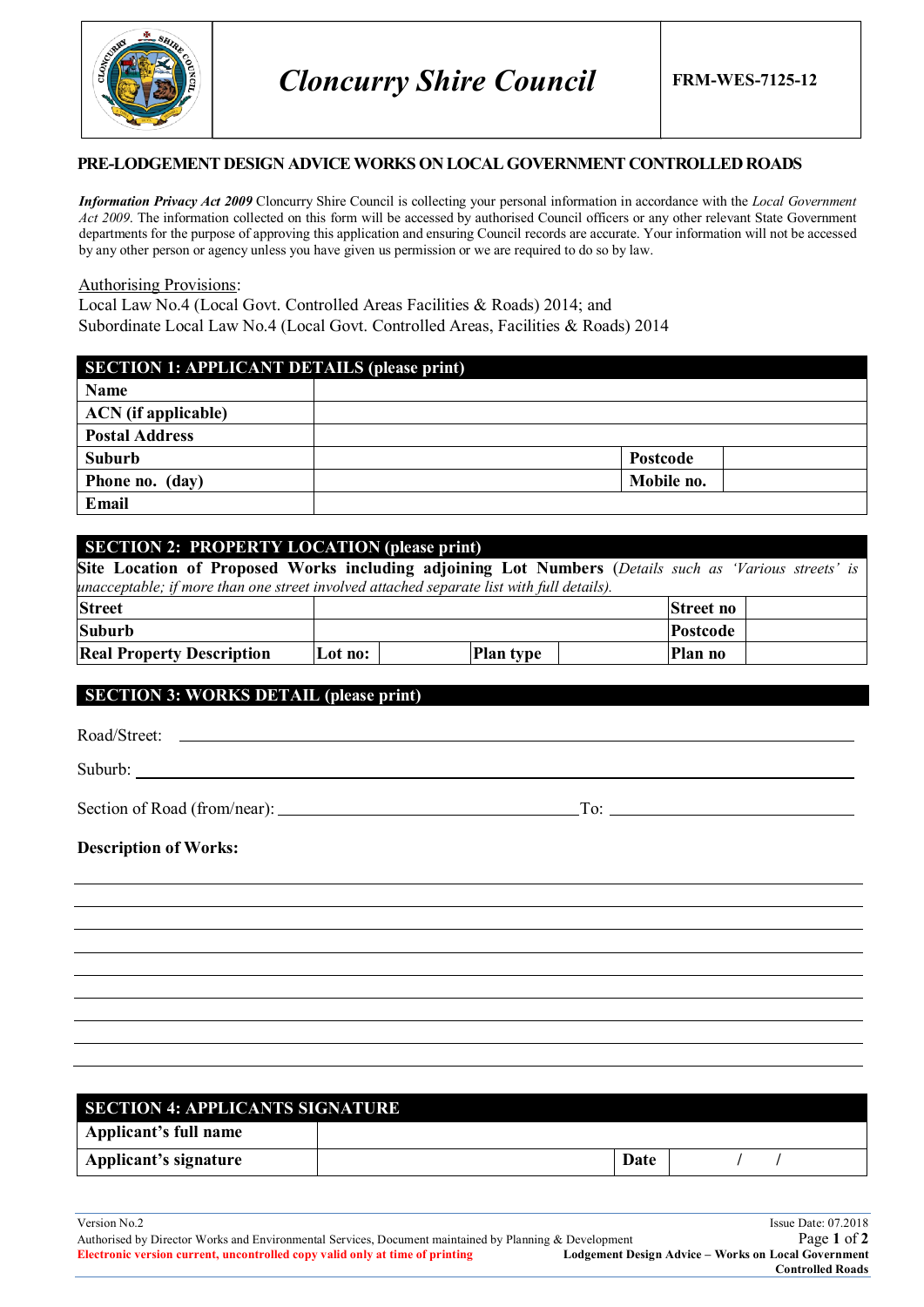| | Cloncurry Shire Council | FRM-WES-7125-12 |
|---|---|---|

## PRE-LODGEMENT DESIGN ADVICE WORKS ON LOCAL GOVERNMENT CONTROLLED ROADS

***Information Privacy Act 2009*** Cloncurry Shire Council is collecting your personal information in accordance with the *Local Government Act 2009*. The information collected on this form will be accessed by authorised Council officers or any other relevant State Government departments for the purpose of approving this application and ensuring Council records are accurate. Your information will not be accessed by any other person or agency unless you have given us permission or we are required to do so by law.

Authorising Provisions:
Local Law No.4 (Local Govt. Controlled Areas Facilities & Roads) 2014; and
Subordinate Local Law No.4 (Local Govt. Controlled Areas, Facilities & Roads) 2014

| SECTION 1: APPLICANT DETAILS (please print) | | | |
|---|---|---|---|
| **Name** | | | |
| **ACN (if applicable)** | | | |
| **Postal Address** | | | |
| **Suburb** | | **Postcode** | |
| **Phone no. (day)** | | **Mobile no.** | |
| **Email** | | | |

| SECTION 2: PROPERTY LOCATION (please print) | | | | | |
|---|---|---|---|---|---|
| **Site Location of Proposed Works including adjoining Lot Numbers** (*Details such as 'Various streets' is unacceptable; if more than one street involved attached separate list with full details).* | | | | | |
| **Street** | | | | **Street no** | |
| **Suburb** | | | | **Postcode** | |
| **Real Property Description** | **Lot no:** | | **Plan type** | **Plan no** | |

### SECTION 3: WORKS DETAIL (please print)

Road/Street: ______________________________________________

Suburb: ______________________________________________

Section of Road (from/near): ______________________ To: ______________________

**Description of Works:**

______________________________________________

______________________________________________

______________________________________________

______________________________________________

______________________________________________

______________________________________________

______________________________________________

______________________________________________

______________________________________________

| SECTION 4: APPLICANTS SIGNATURE | | | |
|---|---|---|---|
| **Applicant's full name** | | | |
| **Applicant's signature** | | **Date** | / / |

Version No.2 — Issue Date: 07.2018
Authorised by Director Works and Environmental Services, Document maintained by Planning & Development
**Electronic version current, uncontrolled copy valid only at time of printing**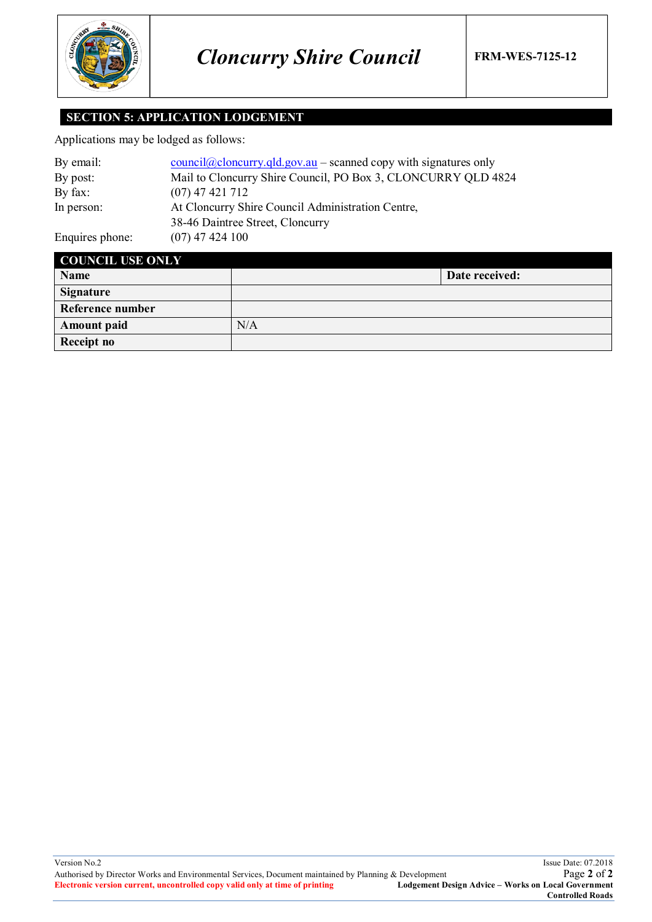## SECTION 5: APPLICATION LODGEMENT

Applications may be lodged as follows:

| | |
|---|---|
| By email: | council@cloncurry.qld.gov.au – scanned copy with signatures only |
| By post: | Mail to Cloncurry Shire Council, PO Box 3, CLONCURRY QLD 4824 |
| By fax: | (07) 47 421 712 |
| In person: | At Cloncurry Shire Council Administration Centre, 38-46 Daintree Street, Cloncurry |
| Enquires phone: | (07) 47 424 100 |

| COUNCIL USE ONLY | | |
|---|---|---|
| **Name** | | **Date received:** |
| **Signature** | | |
| **Reference number** | | |
| **Amount paid** | N/A | |
| **Receipt no** | | |